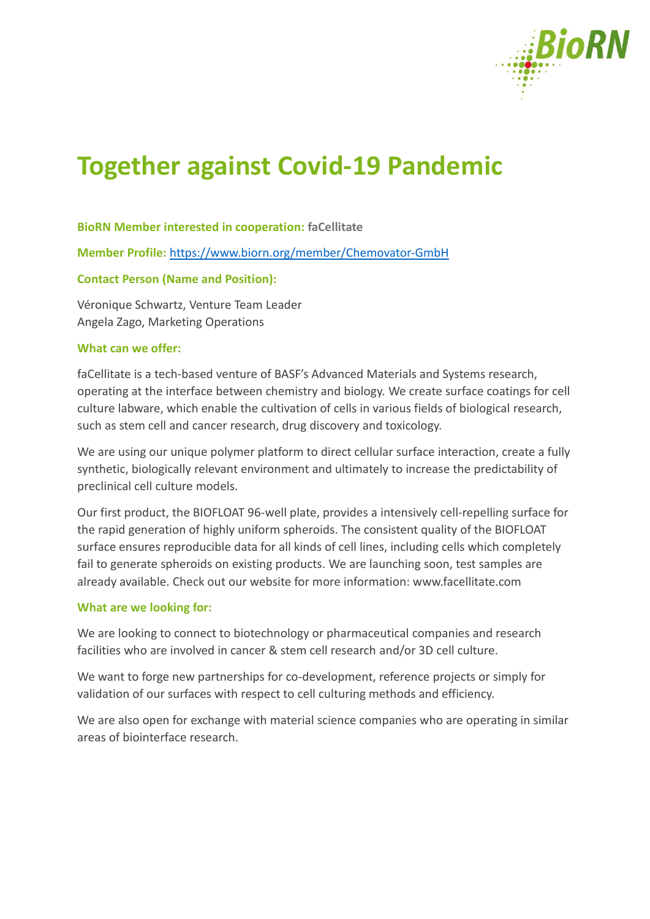# Together against Covid-19 Pandemic

**BioRN Member interested in cooperation:** **faCellitate**

**Member Profile:** https://www.biorn.org/member/Chemovator-GmbH

**Contact Person (Name and Position):**

Véronique Schwartz, Venture Team Leader
Angela Zago, Marketing Operations

**What can we offer:**

faCellitate is a tech-based venture of BASF's Advanced Materials and Systems research, operating at the interface between chemistry and biology. We create surface coatings for cell culture labware, which enable the cultivation of cells in various fields of biological research, such as stem cell and cancer research, drug discovery and toxicology.

We are using our unique polymer platform to direct cellular surface interaction, create a fully synthetic, biologically relevant environment and ultimately to increase the predictability of preclinical cell culture models.

Our first product, the BIOFLOAT 96-well plate, provides a intensively cell-repelling surface for the rapid generation of highly uniform spheroids. The consistent quality of the BIOFLOAT surface ensures reproducible data for all kinds of cell lines, including cells which completely fail to generate spheroids on existing products. We are launching soon, test samples are already available. Check out our website for more information: www.facellitate.com

**What are we looking for:**

We are looking to connect to biotechnology or pharmaceutical companies and research facilities who are involved in cancer & stem cell research and/or 3D cell culture.

We want to forge new partnerships for co-development, reference projects or simply for validation of our surfaces with respect to cell culturing methods and efficiency.

We are also open for exchange with material science companies who are operating in similar areas of biointerface research.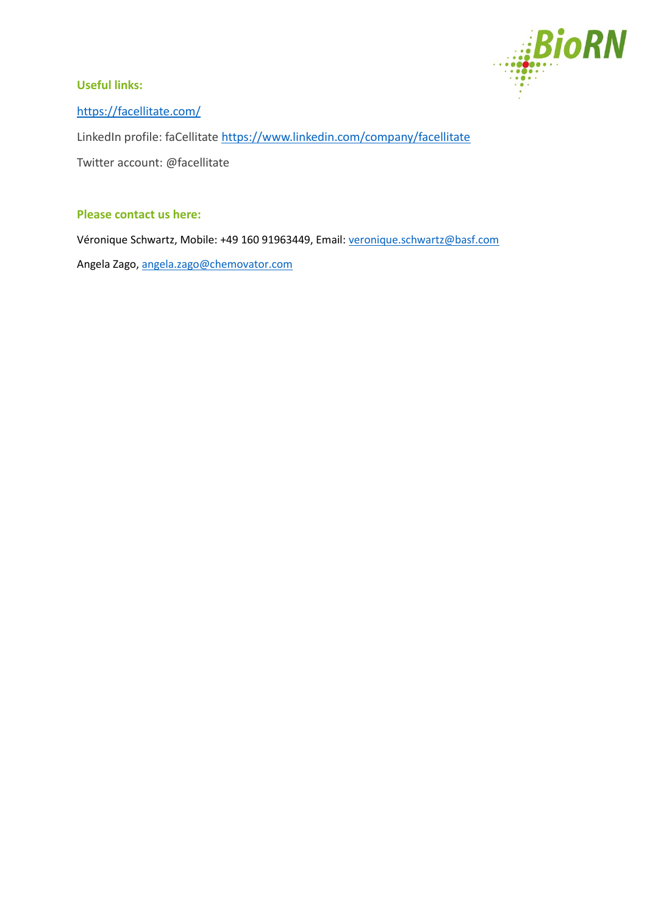**Useful links:**

https://facellitate.com/

LinkedIn profile: faCellitate https://www.linkedin.com/company/facellitate

Twitter account: @facellitate

**Please contact us here:**

Véronique Schwartz, Mobile: +49 160 91963449, Email: veronique.schwartz@basf.com

Angela Zago, angela.zago@chemovator.com